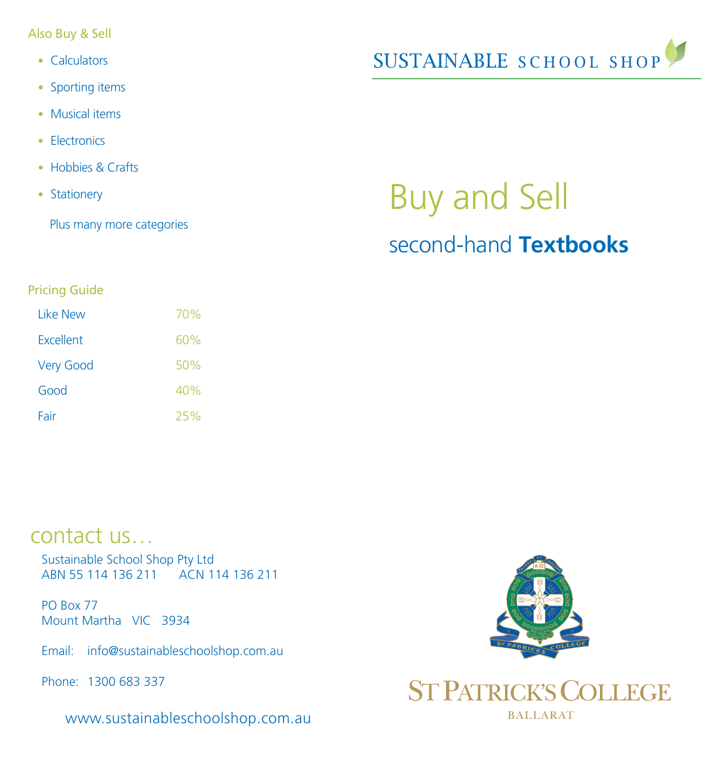## Also Buy & Sell

- Calculators
- Sporting items
- Musical items
- Electronics
- Hobbies & Crafts
- Stationery

Plus many more categories

## Pricing Guide

| | |
|---|---|
| Like New | 70% |
| Excellent | 60% |
| Very Good | 50% |
| Good | 40% |
| Fair | 25% |

## contact us…

Sustainable School Shop Pty Ltd
ABN 55 114 136 211 ACN 114 136 211

PO Box 77
Mount Martha VIC 3934

Email: info@sustainableschoolshop.com.au

Phone: 1300 683 337

www.sustainableschoolshop.com.au

SUSTAINABLE SCHOOL SHOP

# Buy and Sell

## second-hand **Textbooks**

ST PATRICK'S COLLEGE
BALLARAT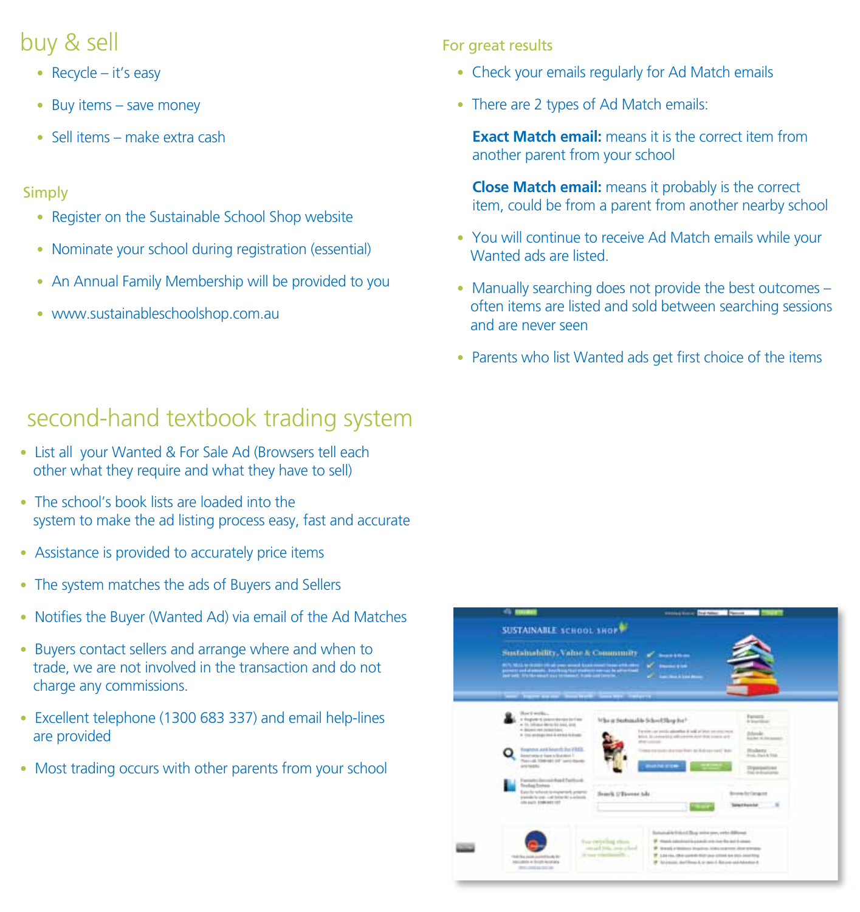## buy & sell

- Recycle – it's easy
- Buy items – save money
- Sell items – make extra cash

### Simply

- Register on the Sustainable School Shop website
- Nominate your school during registration (essential)
- An Annual Family Membership will be provided to you
- www.sustainableschoolshop.com.au

## second-hand textbook trading system

- List all your Wanted & For Sale Ad (Browsers tell each other what they require and what they have to sell)
- The school's book lists are loaded into the system to make the ad listing process easy, fast and accurate
- Assistance is provided to accurately price items
- The system matches the ads of Buyers and Sellers
- Notifies the Buyer (Wanted Ad) via email of the Ad Matches
- Buyers contact sellers and arrange where and when to trade, we are not involved in the transaction and do not charge any commissions.
- Excellent telephone (1300 683 337) and email help-lines are provided
- Most trading occurs with other parents from your school

### For great results

- Check your emails regularly for Ad Match emails
- There are 2 types of Ad Match emails:

  **Exact Match email:** means it is the correct item from another parent from your school

  **Close Match email:** means it probably is the correct item, could be from a parent from another nearby school

- You will continue to receive Ad Match emails while your Wanted ads are listed.
- Manually searching does not provide the best outcomes – often items are listed and sold between searching sessions and are never seen
- Parents who list Wanted ads get first choice of the items